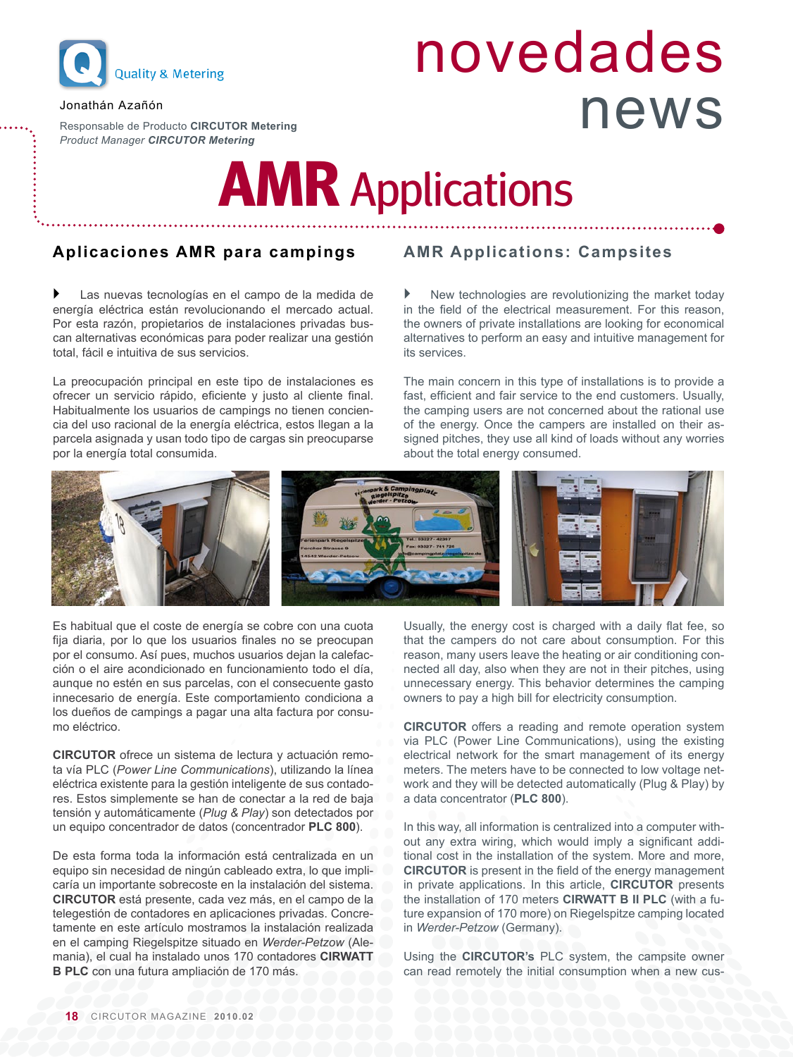Quality & Metering

Jonathán Azañón

Responsable de Producto **CIRCUTOR Metering**
*Product Manager **CIRCUTOR Metering***

# novedades news

# AMR Applications

## Aplicaciones AMR para campings

Las nuevas tecnologías en el campo de la medida de energía eléctrica están revolucionando el mercado actual. Por esta razón, propietarios de instalaciones privadas buscan alternativas económicas para poder realizar una gestión total, fácil e intuitiva de sus servicios.

La preocupación principal en este tipo de instalaciones es ofrecer un servicio rápido, eficiente y justo al cliente final. Habitualmente los usuarios de campings no tienen conciencia del uso racional de la energía eléctrica, estos llegan a la parcela asignada y usan todo tipo de cargas sin preocuparse por la energía total consumida.

Es habitual que el coste de energía se cobre con una cuota fija diaria, por lo que los usuarios finales no se preocupan por el consumo. Así pues, muchos usuarios dejan la calefacción o el aire acondicionado en funcionamiento todo el día, aunque no estén en sus parcelas, con el consecuente gasto innecesario de energía. Este comportamiento condiciona a los dueños de campings a pagar una alta factura por consumo eléctrico.

**CIRCUTOR** ofrece un sistema de lectura y actuación remota vía PLC (*Power Line Communications*), utilizando la línea eléctrica existente para la gestión inteligente de sus contadores. Estos simplemente se han de conectar a la red de baja tensión y automáticamente (*Plug & Play*) son detectados por un equipo concentrador de datos (concentrador **PLC 800**).

De esta forma toda la información está centralizada en un equipo sin necesidad de ningún cableado extra, lo que implicaría un importante sobrecoste en la instalación del sistema. **CIRCUTOR** está presente, cada vez más, en el campo de la telegestión de contadores en aplicaciones privadas. Concretamente en este artículo mostramos la instalación realizada en el camping Riegelspitze situado en *Werder-Petzow* (Alemania), el cual ha instalado unos 170 contadores **CIRWATT B PLC** con una futura ampliación de 170 más.

## AMR Applications: Campsites

New technologies are revolutionizing the market today in the field of the electrical measurement. For this reason, the owners of private installations are looking for economical alternatives to perform an easy and intuitive management for its services.

The main concern in this type of installations is to provide a fast, efficient and fair service to the end customers. Usually, the camping users are not concerned about the rational use of the energy. Once the campers are installed on their assigned pitches, they use all kind of loads without any worries about the total energy consumed.

Usually, the energy cost is charged with a daily flat fee, so that the campers do not care about consumption. For this reason, many users leave the heating or air conditioning connected all day, also when they are not in their pitches, using unnecessary energy. This behavior determines the camping owners to pay a high bill for electricity consumption.

**CIRCUTOR** offers a reading and remote operation system via PLC (Power Line Communications), using the existing electrical network for the smart management of its energy meters. The meters have to be connected to low voltage network and they will be detected automatically (Plug & Play) by a data concentrator (**PLC 800**).

In this way, all information is centralized into a computer without any extra wiring, which would imply a significant additional cost in the installation of the system. More and more, **CIRCUTOR** is present in the field of the energy management in private applications. In this article, **CIRCUTOR** presents the installation of 170 meters **CIRWATT B II PLC** (with a future expansion of 170 more) on Riegelspitze camping located in *Werder-Petzow* (Germany).

Using the **CIRCUTOR's** PLC system, the campsite owner can read remotely the initial consumption when a new cus-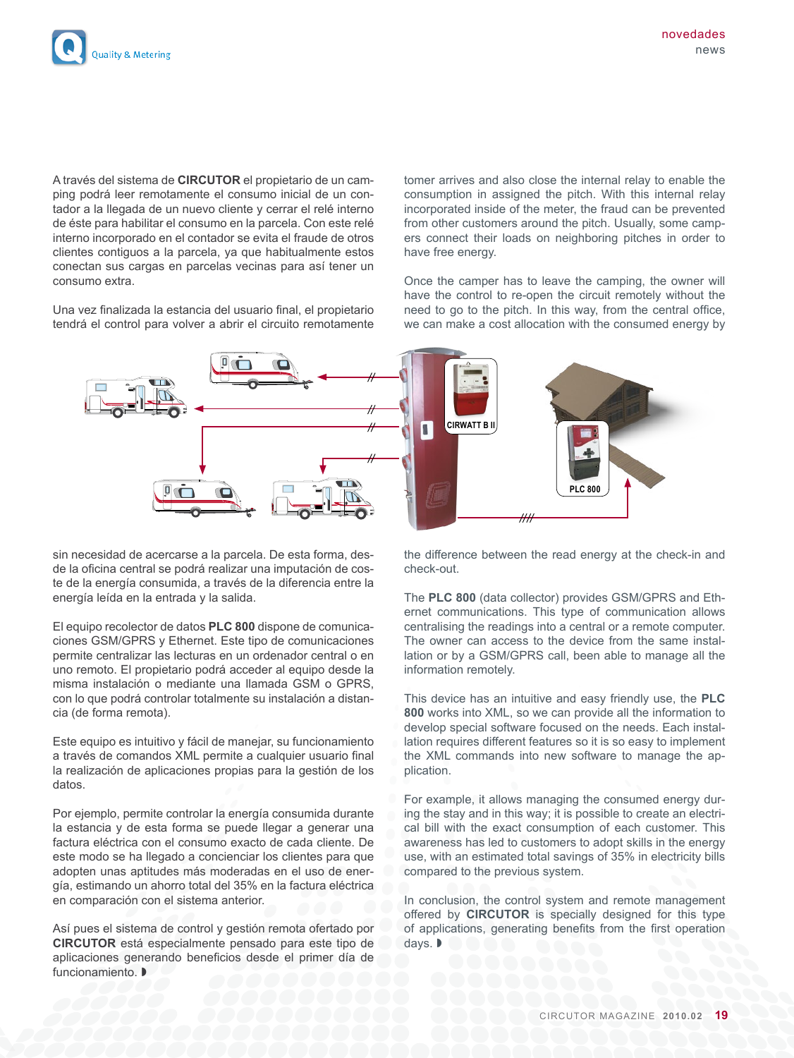A través del sistema de **CIRCUTOR** el propietario de un camping podrá leer remotamente el consumo inicial de un contador a la llegada de un nuevo cliente y cerrar el relé interno de éste para habilitar el consumo en la parcela. Con este relé interno incorporado en el contador se evita el fraude de otros clientes contiguos a la parcela, ya que habitualmente estos conectan sus cargas en parcelas vecinas para así tener un consumo extra.

Una vez finalizada la estancia del usuario final, el propietario tendrá el control para volver a abrir el circuito remotamente sin necesidad de acercarse a la parcela. De esta forma, desde la oficina central se podrá realizar una imputación de coste de la energía consumida, a través de la diferencia entre la energía leída en la entrada y la salida.

El equipo recolector de datos **PLC 800** dispone de comunicaciones GSM/GPRS y Ethernet. Este tipo de comunicaciones permite centralizar las lecturas en un ordenador central o en uno remoto. El propietario podrá acceder al equipo desde la misma instalación o mediante una llamada GSM o GPRS, con lo que podrá controlar totalmente su instalación a distancia (de forma remota).

Este equipo es intuitivo y fácil de manejar, su funcionamiento a través de comandos XML permite a cualquier usuario final la realización de aplicaciones propias para la gestión de los datos.

Por ejemplo, permite controlar la energía consumida durante la estancia y de esta forma se puede llegar a generar una factura eléctrica con el consumo exacto de cada cliente. De este modo se ha llegado a concienciar los clientes para que adopten unas aptitudes más moderadas en el uso de energía, estimando un ahorro total del 35% en la factura eléctrica en comparación con el sistema anterior.

Así pues el sistema de control y gestión remota ofertado por **CIRCUTOR** está especialmente pensado para este tipo de aplicaciones generando beneficios desde el primer día de funcionamiento.

tomer arrives and also close the internal relay to enable the consumption in assigned the pitch. With this internal relay incorporated inside of the meter, the fraud can be prevented from other customers around the pitch. Usually, some campers connect their loads on neighboring pitches in order to have free energy.

Once the camper has to leave the camping, the owner will have the control to re-open the circuit remotely without the need to go to the pitch. In this way, from the central office, we can make a cost allocation with the consumed energy by the difference between the read energy at the check-in and check-out.

CIRWATT B II

PLC 800

The **PLC 800** (data collector) provides GSM/GPRS and Ethernet communications. This type of communication allows centralising the readings into a central or a remote computer. The owner can access to the device from the same installation or by a GSM/GPRS call, been able to manage all the information remotely.

This device has an intuitive and easy friendly use, the **PLC 800** works into XML, so we can provide all the information to develop special software focused on the needs. Each installation requires different features so it is so easy to implement the XML commands into new software to manage the application.

For example, it allows managing the consumed energy during the stay and in this way; it is possible to create an electrical bill with the exact consumption of each customer. This awareness has led to customers to adopt skills in the energy use, with an estimated total savings of 35% in electricity bills compared to the previous system.

In conclusion, the control system and remote management offered by **CIRCUTOR** is specially designed for this type of applications, generating benefits from the first operation days.